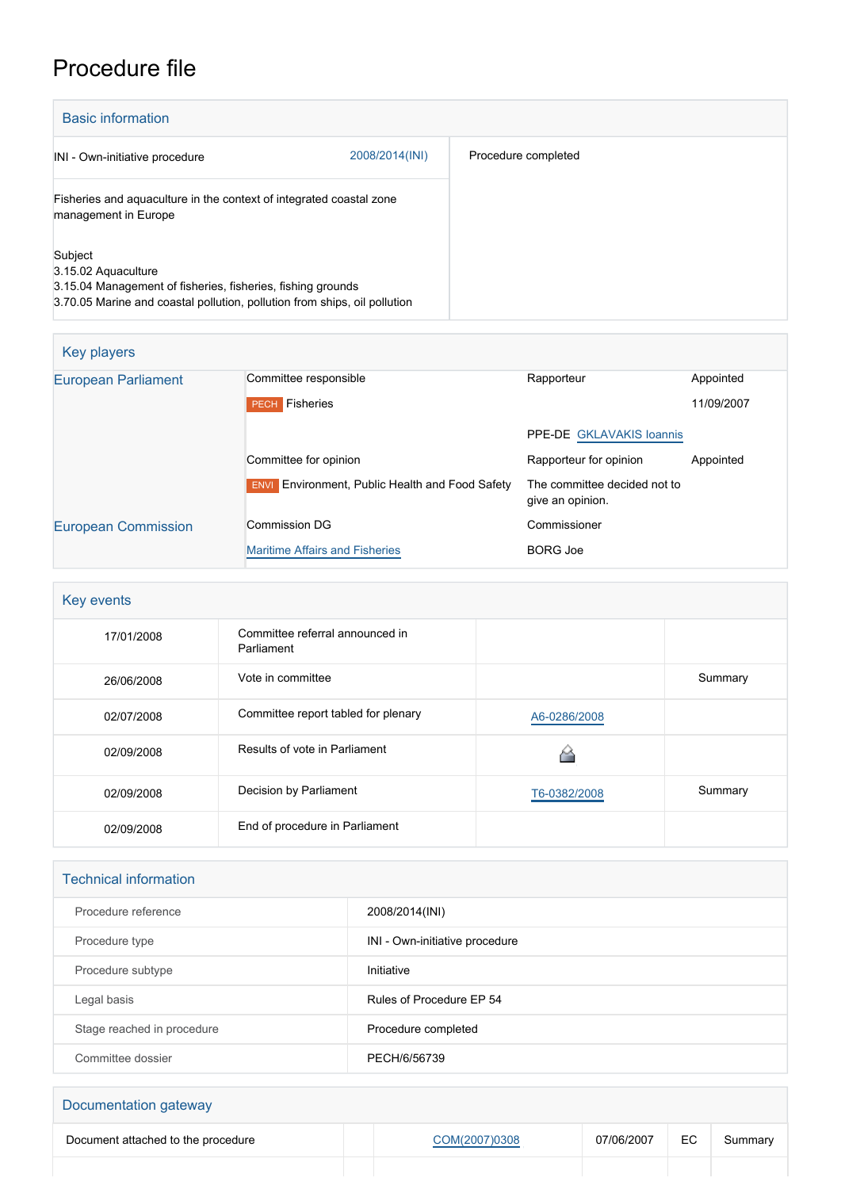# Procedure file

## Basic information

| | |
|---|---|
| INI - Own-initiative procedure 2008/2014(INI) | Procedure completed |
| Fisheries and aquaculture in the context of integrated coastal zone management in Europe | |
| Subject<br>3.15.02 Aquaculture<br>3.15.04 Management of fisheries, fisheries, fishing grounds<br>3.70.05 Marine and coastal pollution, pollution from ships, oil pollution | |

## Key players

| | | | |
|---|---|---|---|
| European Parliament | Committee responsible | Rapporteur | Appointed |
| | PECH Fisheries | | 11/09/2007 |
| | | PPE-DE GKLAVAKIS Ioannis | |
| | Committee for opinion | Rapporteur for opinion | Appointed |
| | ENVI Environment, Public Health and Food Safety | The committee decided not to give an opinion. | |
| European Commission | Commission DG | Commissioner | |
| | Maritime Affairs and Fisheries | BORG Joe | |

## Key events

| | | | |
|---|---|---|---|
| 17/01/2008 | Committee referral announced in Parliament | | |
| 26/06/2008 | Vote in committee | | Summary |
| 02/07/2008 | Committee report tabled for plenary | A6-0286/2008 | |
| 02/09/2008 | Results of vote in Parliament | | |
| 02/09/2008 | Decision by Parliament | T6-0382/2008 | Summary |
| 02/09/2008 | End of procedure in Parliament | | |

## Technical information

| | |
|---|---|
| Procedure reference | 2008/2014(INI) |
| Procedure type | INI - Own-initiative procedure |
| Procedure subtype | Initiative |
| Legal basis | Rules of Procedure EP 54 |
| Stage reached in procedure | Procedure completed |
| Committee dossier | PECH/6/56739 |

## Documentation gateway

| | | | | | |
|---|---|---|---|---|---|
| Document attached to the procedure | | COM(2007)0308 | 07/06/2007 | EC | Summary |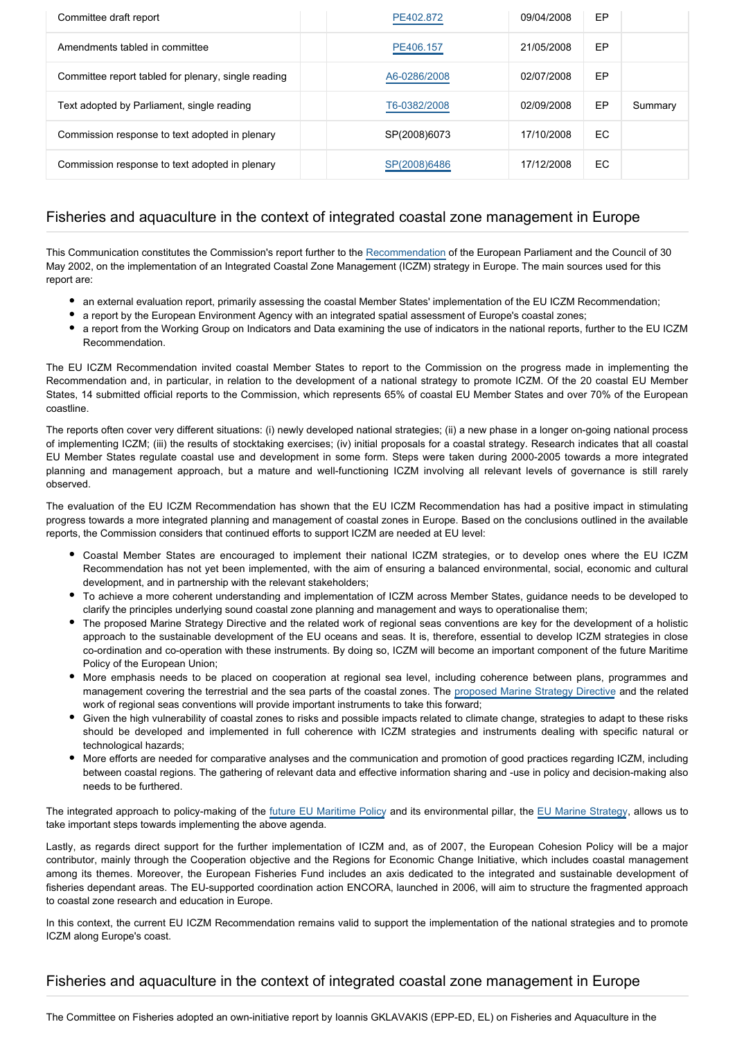| Committee draft report | | PE402.872 | 09/04/2008 | EP | |
|---|---|---|---|---|---|
| Amendments tabled in committee | | PE406.157 | 21/05/2008 | EP | |
| Committee report tabled for plenary, single reading | | A6-0286/2008 | 02/07/2008 | EP | |
| Text adopted by Parliament, single reading | | T6-0382/2008 | 02/09/2008 | EP | Summary |
| Commission response to text adopted in plenary | | SP(2008)6073 | 17/10/2008 | EC | |
| Commission response to text adopted in plenary | | SP(2008)6486 | 17/12/2008 | EC | |

## Fisheries and aquaculture in the context of integrated coastal zone management in Europe

This Communication constitutes the Commission's report further to the Recommendation of the European Parliament and the Council of 30 May 2002, on the implementation of an Integrated Coastal Zone Management (ICZM) strategy in Europe. The main sources used for this report are:

- an external evaluation report, primarily assessing the coastal Member States' implementation of the EU ICZM Recommendation;
- a report by the European Environment Agency with an integrated spatial assessment of Europe's coastal zones;
- a report from the Working Group on Indicators and Data examining the use of indicators in the national reports, further to the EU ICZM Recommendation.

The EU ICZM Recommendation invited coastal Member States to report to the Commission on the progress made in implementing the Recommendation and, in particular, in relation to the development of a national strategy to promote ICZM. Of the 20 coastal EU Member States, 14 submitted official reports to the Commission, which represents 65% of coastal EU Member States and over 70% of the European coastline.

The reports often cover very different situations: (i) newly developed national strategies; (ii) a new phase in a longer on-going national process of implementing ICZM; (iii) the results of stocktaking exercises; (iv) initial proposals for a coastal strategy. Research indicates that all coastal EU Member States regulate coastal use and development in some form. Steps were taken during 2000-2005 towards a more integrated planning and management approach, but a mature and well-functioning ICZM involving all relevant levels of governance is still rarely observed.

The evaluation of the EU ICZM Recommendation has shown that the EU ICZM Recommendation has had a positive impact in stimulating progress towards a more integrated planning and management of coastal zones in Europe. Based on the conclusions outlined in the available reports, the Commission considers that continued efforts to support ICZM are needed at EU level:

- Coastal Member States are encouraged to implement their national ICZM strategies, or to develop ones where the EU ICZM Recommendation has not yet been implemented, with the aim of ensuring a balanced environmental, social, economic and cultural development, and in partnership with the relevant stakeholders;
- To achieve a more coherent understanding and implementation of ICZM across Member States, guidance needs to be developed to clarify the principles underlying sound coastal zone planning and management and ways to operationalise them;
- The proposed Marine Strategy Directive and the related work of regional seas conventions are key for the development of a holistic approach to the sustainable development of the EU oceans and seas. It is, therefore, essential to develop ICZM strategies in close co-ordination and co-operation with these instruments. By doing so, ICZM will become an important component of the future Maritime Policy of the European Union;
- More emphasis needs to be placed on cooperation at regional sea level, including coherence between plans, programmes and management covering the terrestrial and the sea parts of the coastal zones. The proposed Marine Strategy Directive and the related work of regional seas conventions will provide important instruments to take this forward;
- Given the high vulnerability of coastal zones to risks and possible impacts related to climate change, strategies to adapt to these risks should be developed and implemented in full coherence with ICZM strategies and instruments dealing with specific natural or technological hazards;
- More efforts are needed for comparative analyses and the communication and promotion of good practices regarding ICZM, including between coastal regions. The gathering of relevant data and effective information sharing and -use in policy and decision-making also needs to be furthered.

The integrated approach to policy-making of the future EU Maritime Policy and its environmental pillar, the EU Marine Strategy, allows us to take important steps towards implementing the above agenda.

Lastly, as regards direct support for the further implementation of ICZM and, as of 2007, the European Cohesion Policy will be a major contributor, mainly through the Cooperation objective and the Regions for Economic Change Initiative, which includes coastal management among its themes. Moreover, the European Fisheries Fund includes an axis dedicated to the integrated and sustainable development of fisheries dependant areas. The EU-supported coordination action ENCORA, launched in 2006, will aim to structure the fragmented approach to coastal zone research and education in Europe.

In this context, the current EU ICZM Recommendation remains valid to support the implementation of the national strategies and to promote ICZM along Europe's coast.

## Fisheries and aquaculture in the context of integrated coastal zone management in Europe

The Committee on Fisheries adopted an own-initiative report by Ioannis GKLAVAKIS (EPP-ED, EL) on Fisheries and Aquaculture in the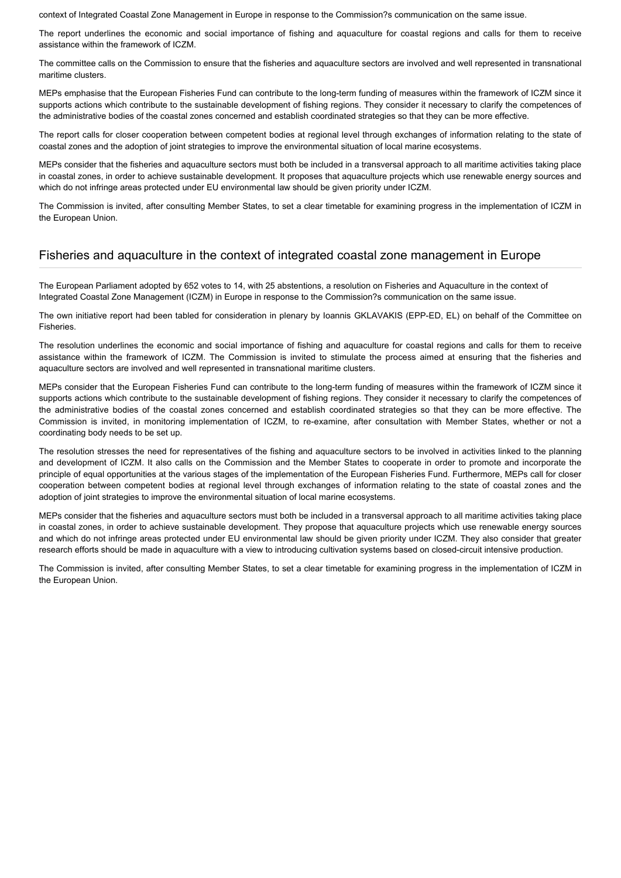context of Integrated Coastal Zone Management in Europe in response to the Commission?s communication on the same issue.

The report underlines the economic and social importance of fishing and aquaculture for coastal regions and calls for them to receive assistance within the framework of ICZM.

The committee calls on the Commission to ensure that the fisheries and aquaculture sectors are involved and well represented in transnational maritime clusters.

MEPs emphasise that the European Fisheries Fund can contribute to the long-term funding of measures within the framework of ICZM since it supports actions which contribute to the sustainable development of fishing regions. They consider it necessary to clarify the competences of the administrative bodies of the coastal zones concerned and establish coordinated strategies so that they can be more effective.

The report calls for closer cooperation between competent bodies at regional level through exchanges of information relating to the state of coastal zones and the adoption of joint strategies to improve the environmental situation of local marine ecosystems.

MEPs consider that the fisheries and aquaculture sectors must both be included in a transversal approach to all maritime activities taking place in coastal zones, in order to achieve sustainable development. It proposes that aquaculture projects which use renewable energy sources and which do not infringe areas protected under EU environmental law should be given priority under ICZM.

The Commission is invited, after consulting Member States, to set a clear timetable for examining progress in the implementation of ICZM in the European Union.

## Fisheries and aquaculture in the context of integrated coastal zone management in Europe

The European Parliament adopted by 652 votes to 14, with 25 abstentions, a resolution on Fisheries and Aquaculture in the context of Integrated Coastal Zone Management (ICZM) in Europe in response to the Commission?s communication on the same issue.

The own initiative report had been tabled for consideration in plenary by Ioannis GKLAVAKIS (EPP-ED, EL) on behalf of the Committee on Fisheries.

The resolution underlines the economic and social importance of fishing and aquaculture for coastal regions and calls for them to receive assistance within the framework of ICZM. The Commission is invited to stimulate the process aimed at ensuring that the fisheries and aquaculture sectors are involved and well represented in transnational maritime clusters.

MEPs consider that the European Fisheries Fund can contribute to the long-term funding of measures within the framework of ICZM since it supports actions which contribute to the sustainable development of fishing regions. They consider it necessary to clarify the competences of the administrative bodies of the coastal zones concerned and establish coordinated strategies so that they can be more effective. The Commission is invited, in monitoring implementation of ICZM, to re-examine, after consultation with Member States, whether or not a coordinating body needs to be set up.

The resolution stresses the need for representatives of the fishing and aquaculture sectors to be involved in activities linked to the planning and development of ICZM. It also calls on the Commission and the Member States to cooperate in order to promote and incorporate the principle of equal opportunities at the various stages of the implementation of the European Fisheries Fund. Furthermore, MEPs call for closer cooperation between competent bodies at regional level through exchanges of information relating to the state of coastal zones and the adoption of joint strategies to improve the environmental situation of local marine ecosystems.

MEPs consider that the fisheries and aquaculture sectors must both be included in a transversal approach to all maritime activities taking place in coastal zones, in order to achieve sustainable development. They propose that aquaculture projects which use renewable energy sources and which do not infringe areas protected under EU environmental law should be given priority under ICZM. They also consider that greater research efforts should be made in aquaculture with a view to introducing cultivation systems based on closed-circuit intensive production.

The Commission is invited, after consulting Member States, to set a clear timetable for examining progress in the implementation of ICZM in the European Union.